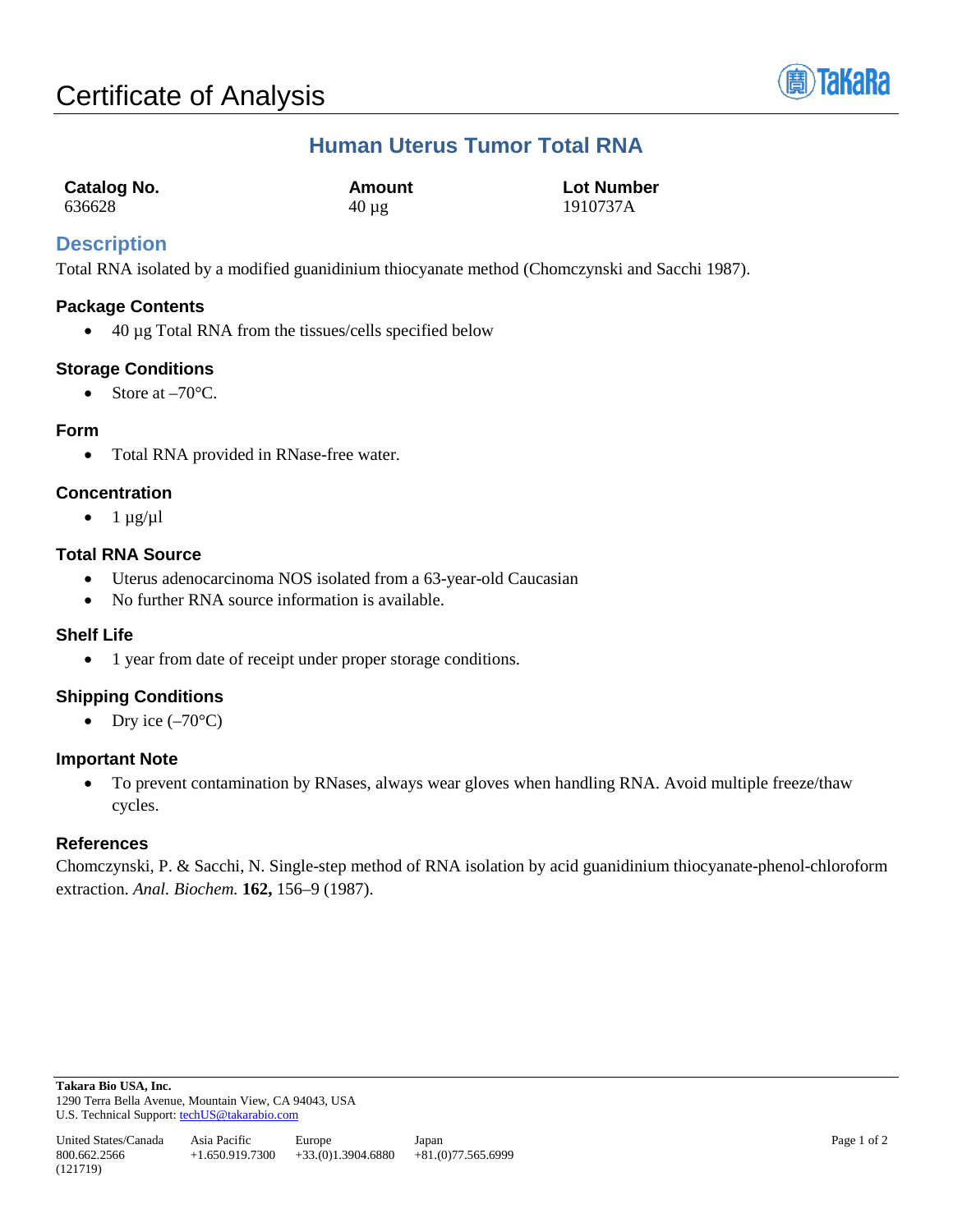# Certificate of Analysis

## Human Uterus Tumor Total RNA

| Catalog No. | Amount | Lot Number |
|---|---|---|
| 636628 | 40 µg | 1910737A |

## Description

Total RNA isolated by a modified guanidinium thiocyanate method (Chomczynski and Sacchi 1987).

### Package Contents

- 40 µg Total RNA from the tissues/cells specified below

### Storage Conditions

- Store at –70°C.

### Form

- Total RNA provided in RNase-free water.

### Concentration

- 1 µg/µl

### Total RNA Source

- Uterus adenocarcinoma NOS isolated from a 63-year-old Caucasian
- No further RNA source information is available.

### Shelf Life

- 1 year from date of receipt under proper storage conditions.

### Shipping Conditions

- Dry ice (–70°C)

### Important Note

- To prevent contamination by RNases, always wear gloves when handling RNA. Avoid multiple freeze/thaw cycles.

### References

Chomczynski, P. & Sacchi, N. Single-step method of RNA isolation by acid guanidinium thiocyanate-phenol-chloroform extraction. *Anal. Biochem.* **162,** 156–9 (1987).

**Takara Bio USA, Inc.**
1290 Terra Bella Avenue, Mountain View, CA 94043, USA
U.S. Technical Support: techUS@takarabio.com

| United States/Canada | Asia Pacific | Europe | Japan |
|---|---|---|---|
| 800.662.2566 | +1.650.919.7300 | +33.(0)1.3904.6880 | +81.(0)77.565.6999 |

(121719)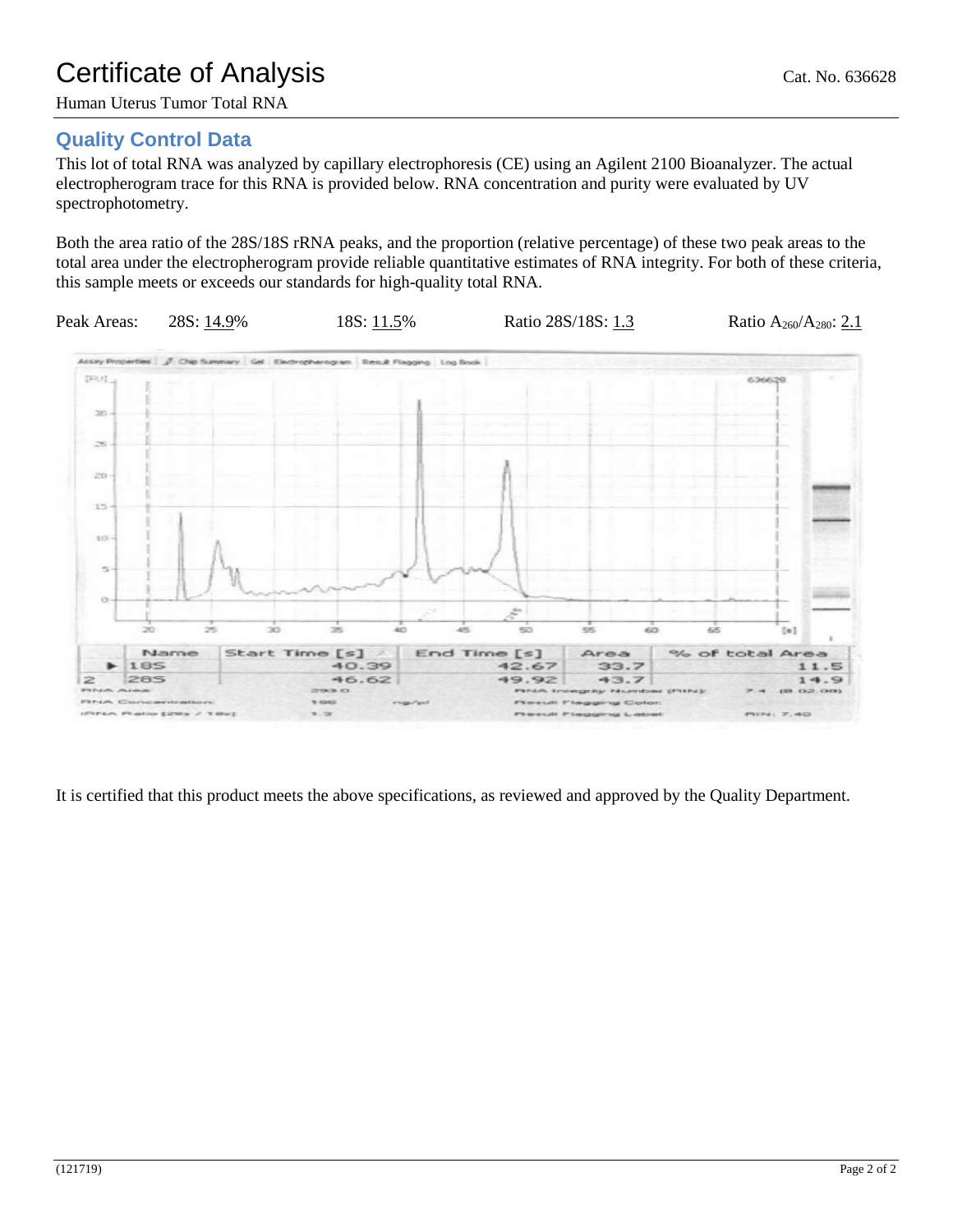# Certificate of Analysis

Cat. No. 636628

Human Uterus Tumor Total RNA

## Quality Control Data

This lot of total RNA was analyzed by capillary electrophoresis (CE) using an Agilent 2100 Bioanalyzer. The actual electropherogram trace for this RNA is provided below. RNA concentration and purity were evaluated by UV spectrophotometry.

Both the area ratio of the 28S/18S rRNA peaks, and the proportion (relative percentage) of these two peak areas to the total area under the electropherogram provide reliable quantitative estimates of RNA integrity. For both of these criteria, this sample meets or exceeds our standards for high-quality total RNA.

Peak Areas: 28S: 14.9% 18S: 11.5% Ratio 28S/18S: 1.3 Ratio $A_{260}/A_{280}$: 2.1

| | Name | Start Time [s] | End Time [s] | Area | % of total Area |
|---|---|---|---|---|---|
| 1 | 18S | 40.39 | 42.67 | 33.7 | 11.5 |
| 2 | 28S | 46.62 | 49.92 | 43.7 | 14.9 |

RNA Area: 293.0 RNA Integrity Number (RIN): 7.4 (B.02.08)

RNA Concentration: 186 ng/µl Result Flagging Color:

rRNA Ratio [28s / 18s]: 1.3 Result Flagging Label: RIN: 7.40

It is certified that this product meets the above specifications, as reviewed and approved by the Quality Department.

(121719)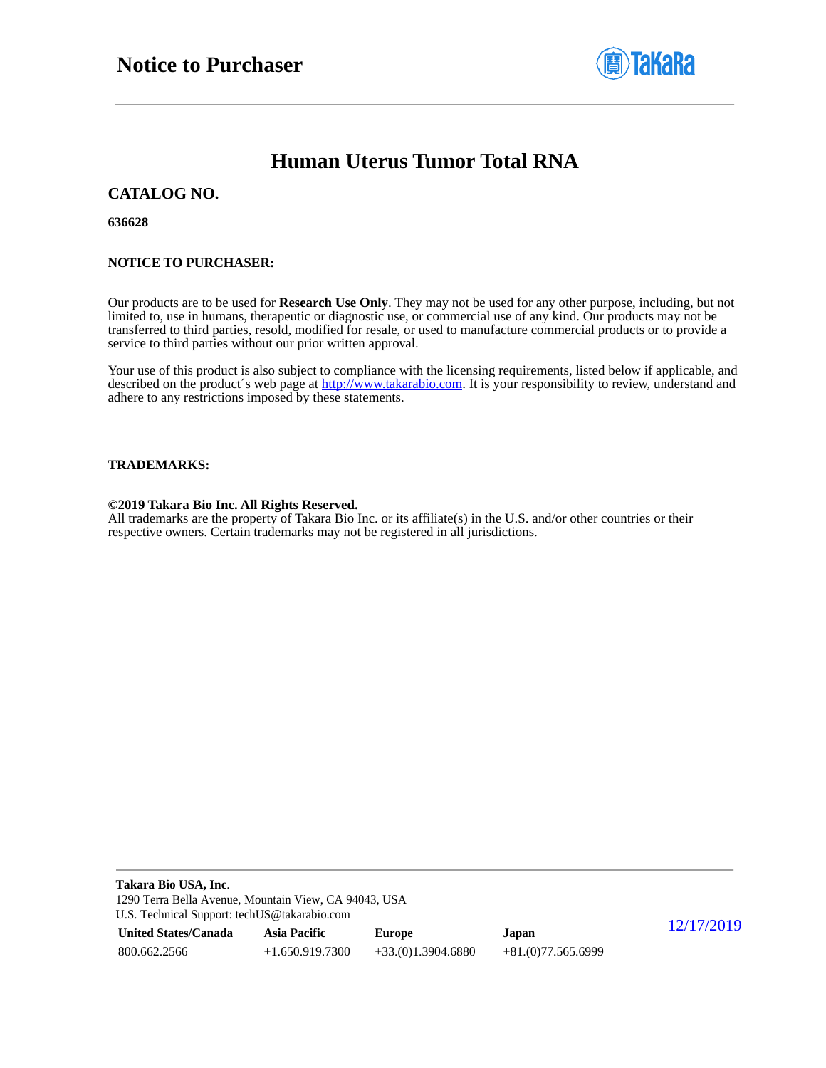# Notice to Purchaser

## Human Uterus Tumor Total RNA

### CATALOG NO.

**636628**

**NOTICE TO PURCHASER:**

Our products are to be used for **Research Use Only**. They may not be used for any other purpose, including, but not limited to, use in humans, therapeutic or diagnostic use, or commercial use of any kind. Our products may not be transferred to third parties, resold, modified for resale, or used to manufacture commercial products or to provide a service to third parties without our prior written approval.

Your use of this product is also subject to compliance with the licensing requirements, listed below if applicable, and described on the product´s web page at http://www.takarabio.com. It is your responsibility to review, understand and adhere to any restrictions imposed by these statements.

**TRADEMARKS:**

**©2019 Takara Bio Inc. All Rights Reserved.**
All trademarks are the property of Takara Bio Inc. or its affiliate(s) in the U.S. and/or other countries or their respective owners. Certain trademarks may not be registered in all jurisdictions.

**Takara Bio USA, Inc**.
1290 Terra Bella Avenue, Mountain View, CA 94043, USA
U.S. Technical Support: techUS@takarabio.com

| United States/Canada | Asia Pacific | Europe | Japan |
|---|---|---|---|
| 800.662.2566 | +1.650.919.7300 | +33.(0)1.3904.6880 | +81.(0)77.565.6999 |

12/17/2019